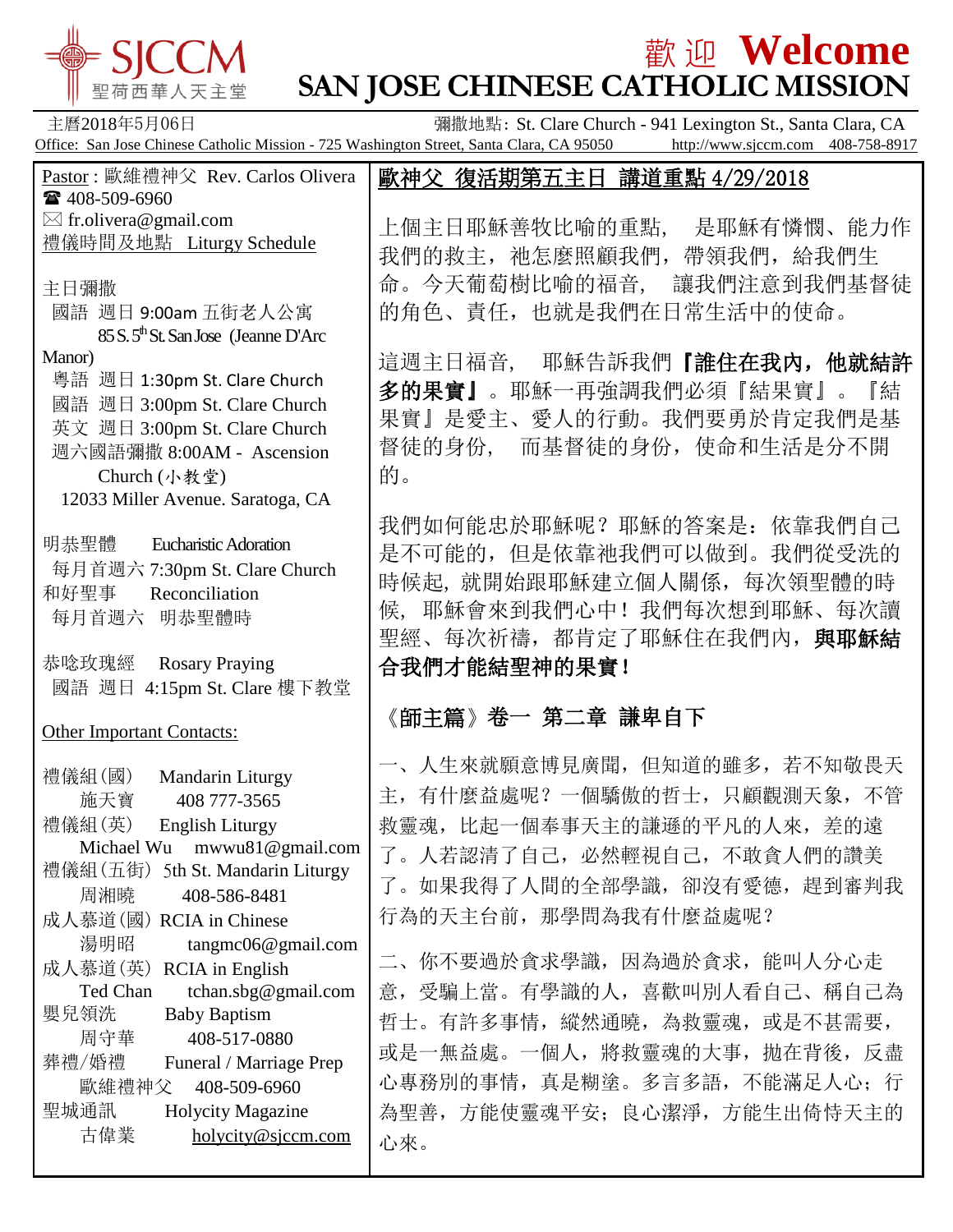# 歡 迎 Welcome
# SAN JOSE CHINESE CATHOLIC MISSION

SJCCM 聖荷西華人天主堂

主曆2018年5月06日　　彌撒地點: St. Clare Church - 941 Lexington St., Santa Clara, CA

Office: San Jose Chinese Catholic Mission - 725 Washington Street, Santa Clara, CA 95050　http://www.sjccm.com　408-758-8917

Pastor : 歐維禮神父 Rev. Carlos Olivera
☎ 408-509-6960
✉ fr.olivera@gmail.com

禮儀時間及地點 Liturgy Schedule

主日彌撒
- 國語 週日 9:00am 五街老人公寓 85 S. 5th St. San Jose (Jeanne D'Arc Manor)
- 粵語 週日 1:30pm St. Clare Church
- 國語 週日 3:00pm St. Clare Church
- 英文 週日 3:00pm St. Clare Church
- 週六國語彌撒 8:00AM - Ascension Church (小教堂) 12033 Miller Avenue. Saratoga, CA

明恭聖體 Eucharistic Adoration
- 每月首週六 7:30pm St. Clare Church

和好聖事 Reconciliation
- 每月首週六 明恭聖體時

恭唸玫瑰經 Rosary Praying
- 國語 週日 4:15pm St. Clare 樓下教室

Other Important Contacts:

禮儀組(國) Mandarin Liturgy
施天寶 408 777-3565

禮儀組(英) English Liturgy
Michael Wu mwwu81@gmail.com

禮儀組(五街) 5th St. Mandarin Liturgy
周湘曉 408-586-8481

成人慕道(國) RCIA in Chinese
湯明昭 tangmc06@gmail.com

成人慕道(英) RCIA in English
Ted Chan tchan.sbg@gmail.com

嬰兒領洗 Baby Baptism
周守華 408-517-0880

葬禮/婚禮 Funeral / Marriage Prep
歐維禮神父 408-509-6960

聖城通訊 Holycity Magazine
古偉業 holycity@sjccm.com

## 歐神父 復活期第五主日 講道重點 4/29/2018

上個主日耶穌善牧比喻的重點， 是耶穌有憐憫、能力作我們的救主，祂怎麼照顧我們，帶領我們，給我們生命。今天葡萄樹比喻的福音， 讓我們注意到我們基督徒的角色、責任，也就是我們在日常生活中的使命。

這週主日福音， 耶穌告訴我們**『誰住在我內，他就結許多的果實』**。耶穌一再強調我們必須『結果實』。『結果實』是愛主、愛人的行動。我們要勇於肯定我們是基督徒的身份， 而基督徒的身份，使命和生活是分不開的。

我們如何能忠於耶穌呢？耶穌的答案是：依靠我們自己是不可能的，但是依靠祂我們可以做到。我們從受洗的時候起，就開始跟耶穌建立個人關係，每次領聖體的時候， 耶穌會來到我們心中！我們每次想到耶穌、每次讀聖經、每次祈禱，都肯定了耶穌住在我們內，**與耶穌結合我們才能結聖神的果實！**

## 《師主篇》卷一 第二章 謙卑自下

一、人生來就願意博見廣聞，但知道的雖多，若不知敬畏天主，有什麼益處呢？一個驕傲的哲士，只顧觀測天象，不管救靈魂，比起一個奉事天主的謙遜的平凡的人來，差的遠了。人若認清了自己，必然輕視自己，不敢貪人們的讚美了。如果我得了人間的全部學識，卻沒有愛德，趕到審判我行為的天主台前，那學問為我有什麼益處呢？

二、你不要過於貪求學識，因為過於貪求，能叫人分心走意，受騙上當。有學識的人，喜歡叫別人看自己、稱自己為哲士。有許多事情，縱然通曉，為救靈魂，或是不甚需要，或是一無益處。一個人，將救靈魂的大事，拋在背後，反盡心專務別的事情，真是糊塗。多言多語，不能滿足人心；行為聖善，方能使靈魂平安；良心潔淨，方能生出倚恃天主的心來。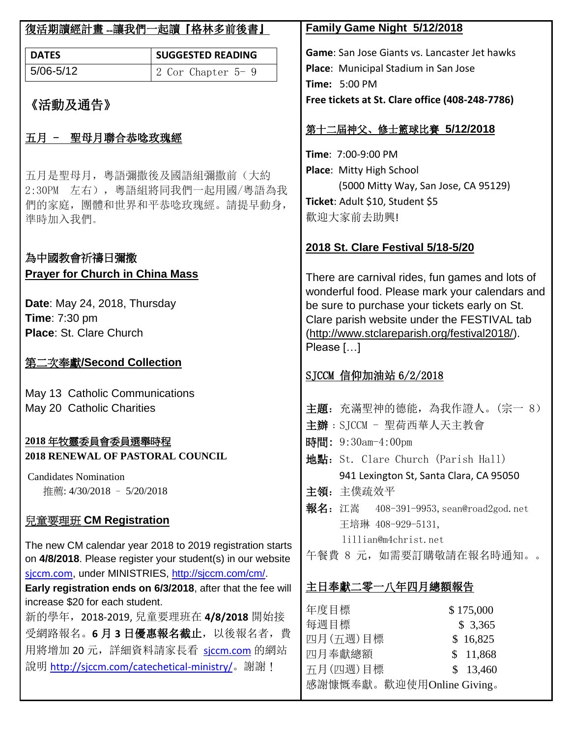## 復活期讀經計畫 --讓我們一起讀『格林多前後書』

| DATES | SUGGESTED READING |
|---|---|
| 5/06-5/12 | 2 Cor Chapter 5- 9 |

## 《活動及通告》

### 五月 - 聖母月聯合恭唸玫瑰經

五月是聖母月，粵語彌撒後及國語組彌撒前（大約 2:30PM 左右），粵語組將同我們一起用國/粵語為我們的家庭，團體和世界和平恭唸玫瑰經。請提早動身，準時加入我們。

### 為中國教會祈禱日彌撒
### Prayer for Church in China Mass

**Date**: May 24, 2018, Thursday
**Time**: 7:30 pm
**Place**: St. Clare Church

### 第二次奉獻/Second Collection

May 13 Catholic Communications
May 20 Catholic Charities

### 2018 年牧靈委員會委員選舉時程
### 2018 RENEWAL OF PASTORAL COUNCIL

Candidates Nomination
推薦: 4/30/2018 – 5/20/2018

### 兒童要理班 CM Registration

The new CM calendar year 2018 to 2019 registration starts on **4/8/2018**. Please register your student(s) in our website sjccm.com, under MINISTRIES, http://sjccm.com/cm/.
**Early registration ends on 6/3/2018**, after that the fee will increase $20 for each student.
新的學年，2018-2019, 兒童要理班在 **4/8/2018** 開始接受網路報名。**6 月 3 日優惠報名截止**，以後報名者，費用將增加 20 元，詳細資料請家長看 sjccm.com 的網站說明 http://sjccm.com/catechetical-ministry/。謝謝！

### Family Game Night 5/12/2018

**Game**: San Jose Giants vs. Lancaster Jet hawks
**Place**: Municipal Stadium in San Jose
**Time**: 5:00 PM
**Free tickets at St. Clare office (408-248-7786)**

### 第十二屆神父、修士籃球比賽 5/12/2018

**Time**: 7:00-9:00 PM
**Place**: Mitty High School
(5000 Mitty Way, San Jose, CA 95129)
**Ticket**: Adult $10, Student $5
歡迎大家前去助興!

### 2018 St. Clare Festival 5/18-5/20

There are carnival rides, fun games and lots of wonderful food. Please mark your calendars and be sure to purchase your tickets early on St. Clare parish website under the FESTIVAL tab (http://www.stclareparish.org/festival2018/). Please […]

### SJCCM 信仰加油站 6/2/2018

**主題**：充滿聖神的德能，為我作證人。(宗一 8)
**主辦**：SJCCM – 聖荷西華人天主教會
**時間**：9:30am-4:00pm
**地點**：St. Clare Church (Parish Hall)
941 Lexington St, Santa Clara, CA 95050
**主領**：主僕疏效平
**報名**：江嵩 408-391-9953, sean@road2god.net
王培琳 408-929-5131, lillian@m4christ.net
午餐費 8 元，如需要訂購敬請在報名時通知。。

### 主日奉獻二零一八年四月總額報告

| | |
|---|---|
| 年度目標 | $ 175,000 |
| 每週目標 | $ 3,365 |
| 四月(五週)目標 | $ 16,825 |
| 四月奉獻總額 | $ 11,868 |
| 五月(四週)目標 | $ 13,460 |

感謝慷慨奉獻。歡迎使用Online Giving。